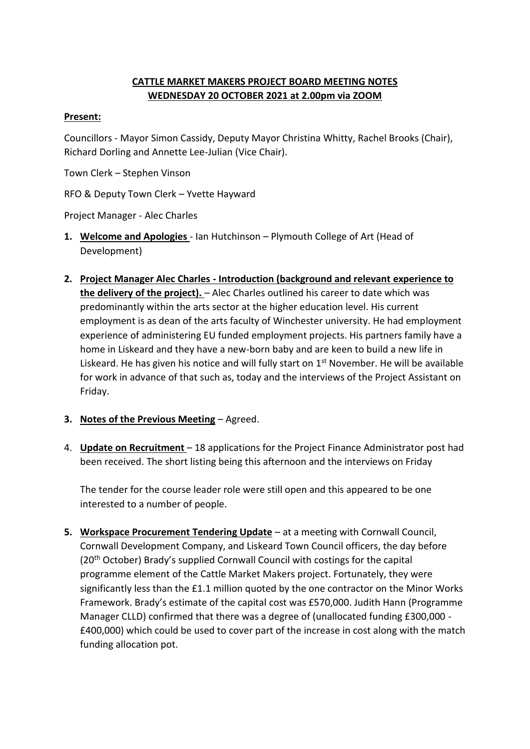# CATTLE MARKET MAKERS PROJECT BOARD MEETING NOTES
## WEDNESDAY 20 OCTOBER 2021 at 2.00pm via ZOOM

**Present:**

Councillors - Mayor Simon Cassidy, Deputy Mayor Christina Whitty, Rachel Brooks (Chair), Richard Dorling and Annette Lee-Julian (Vice Chair).

Town Clerk – Stephen Vinson

RFO & Deputy Town Clerk – Yvette Hayward

Project Manager - Alec Charles

1. **Welcome and Apologies** - Ian Hutchinson – Plymouth College of Art (Head of Development)

2. **Project Manager Alec Charles - Introduction (background and relevant experience to the delivery of the project).** – Alec Charles outlined his career to date which was predominantly within the arts sector at the higher education level. His current employment is as dean of the arts faculty of Winchester university. He had employment experience of administering EU funded employment projects. His partners family have a home in Liskeard and they have a new-born baby and are keen to build a new life in Liskeard. He has given his notice and will fully start on 1st November. He will be available for work in advance of that such as, today and the interviews of the Project Assistant on Friday.

3. **Notes of the Previous Meeting** – Agreed.

4. **Update on Recruitment** – 18 applications for the Project Finance Administrator post had been received. The short listing being this afternoon and the interviews on Friday

   The tender for the course leader role were still open and this appeared to be one interested to a number of people.

5. **Workspace Procurement Tendering Update** – at a meeting with Cornwall Council, Cornwall Development Company, and Liskeard Town Council officers, the day before (20th October) Brady's supplied Cornwall Council with costings for the capital programme element of the Cattle Market Makers project. Fortunately, they were significantly less than the £1.1 million quoted by the one contractor on the Minor Works Framework. Brady's estimate of the capital cost was £570,000. Judith Hann (Programme Manager CLLD) confirmed that there was a degree of (unallocated funding £300,000 - £400,000) which could be used to cover part of the increase in cost along with the match funding allocation pot.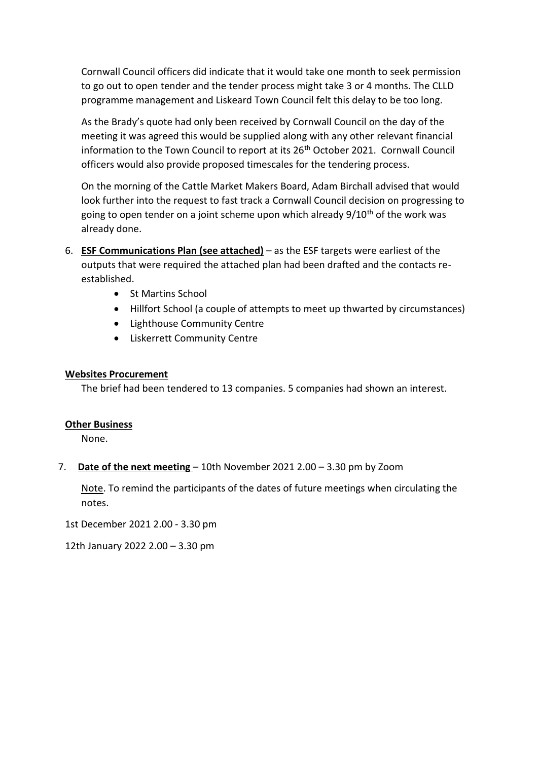Cornwall Council officers did indicate that it would take one month to seek permission to go out to open tender and the tender process might take 3 or 4 months. The CLLD programme management and Liskeard Town Council felt this delay to be too long.

As the Brady's quote had only been received by Cornwall Council on the day of the meeting it was agreed this would be supplied along with any other relevant financial information to the Town Council to report at its 26th October 2021. Cornwall Council officers would also provide proposed timescales for the tendering process.

On the morning of the Cattle Market Makers Board, Adam Birchall advised that would look further into the request to fast track a Cornwall Council decision on progressing to going to open tender on a joint scheme upon which already 9/10th of the work was already done.

6. **ESF Communications Plan (see attached)** – as the ESF targets were earliest of the outputs that were required the attached plan had been drafted and the contacts re-established.
   - St Martins School
   - Hillfort School (a couple of attempts to meet up thwarted by circumstances)
   - Lighthouse Community Centre
   - Liskerrett Community Centre

**Websites Procurement**

The brief had been tendered to 13 companies. 5 companies had shown an interest.

**Other Business**

None.

7. **Date of the next meeting** – 10th November 2021 2.00 – 3.30 pm by Zoom

   Note. To remind the participants of the dates of future meetings when circulating the notes.

1st December 2021 2.00 - 3.30 pm

12th January 2022 2.00 – 3.30 pm